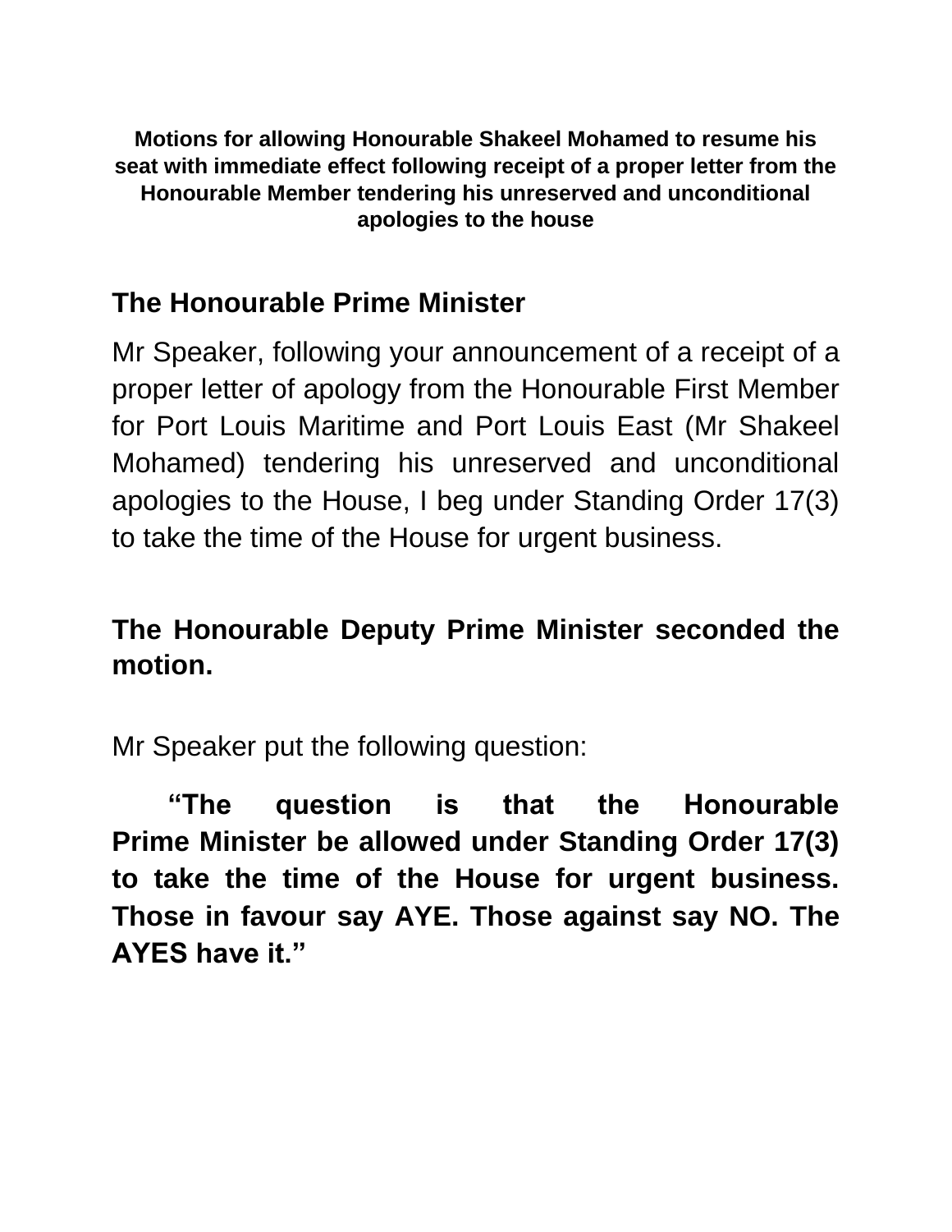**Motions for allowing Honourable Shakeel Mohamed to resume his seat with immediate effect following receipt of a proper letter from the Honourable Member tendering his unreserved and unconditional apologies to the house**

## The Honourable Prime Minister

Mr Speaker, following your announcement of a receipt of a proper letter of apology from the Honourable First Member for Port Louis Maritime and Port Louis East (Mr Shakeel Mohamed) tendering his unreserved and unconditional apologies to the House, I beg under Standing Order 17(3) to take the time of the House for urgent business.

**The Honourable Deputy Prime Minister seconded the motion.**

Mr Speaker put the following question:

**"The question is that the Honourable Prime Minister be allowed under Standing Order 17(3) to take the time of the House for urgent business. Those in favour say AYE. Those against say NO. The AYES have it."**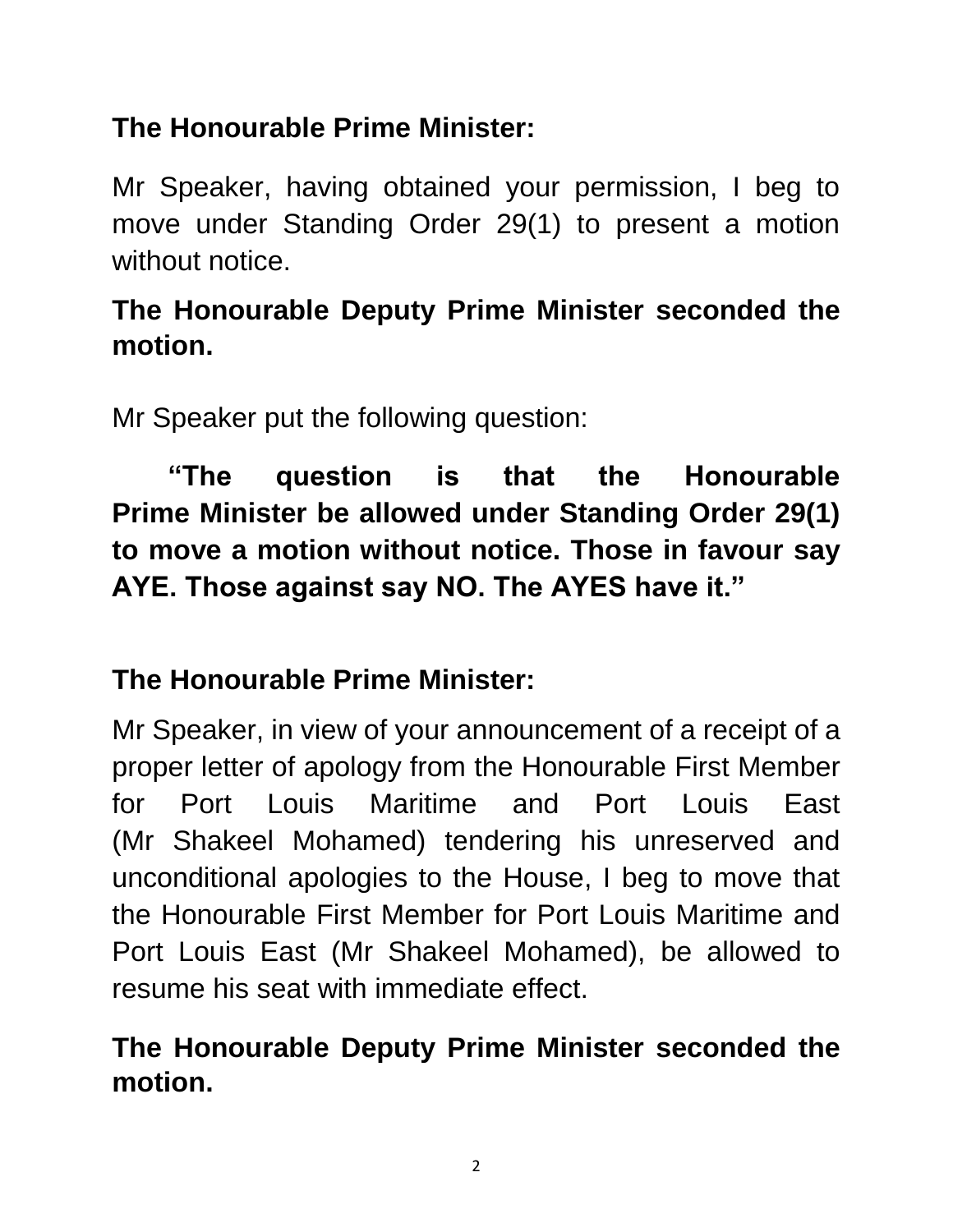**The Honourable Prime Minister:**

Mr Speaker, having obtained your permission, I beg to move under Standing Order 29(1) to present a motion without notice.

**The Honourable Deputy Prime Minister seconded the motion.**

Mr Speaker put the following question:

**"The question is that the Honourable Prime Minister be allowed under Standing Order 29(1) to move a motion without notice. Those in favour say AYE. Those against say NO. The AYES have it."**

**The Honourable Prime Minister:**

Mr Speaker, in view of your announcement of a receipt of a proper letter of apology from the Honourable First Member for Port Louis Maritime and Port Louis East (Mr Shakeel Mohamed) tendering his unreserved and unconditional apologies to the House, I beg to move that the Honourable First Member for Port Louis Maritime and Port Louis East (Mr Shakeel Mohamed), be allowed to resume his seat with immediate effect.

**The Honourable Deputy Prime Minister seconded the motion.**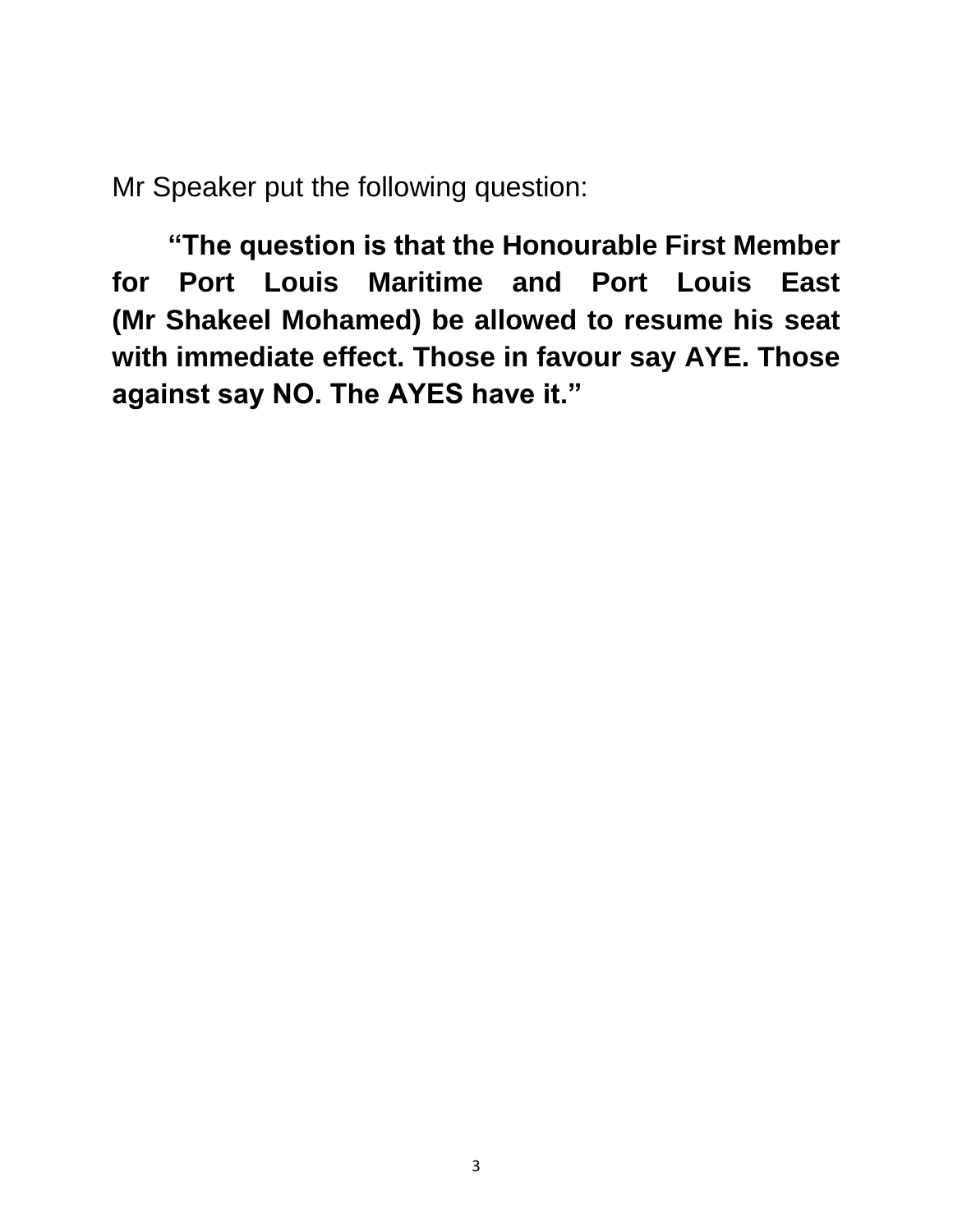Mr Speaker put the following question:

**"The question is that the Honourable First Member for Port Louis Maritime and Port Louis East (Mr Shakeel Mohamed) be allowed to resume his seat with immediate effect. Those in favour say AYE. Those against say NO. The AYES have it."**